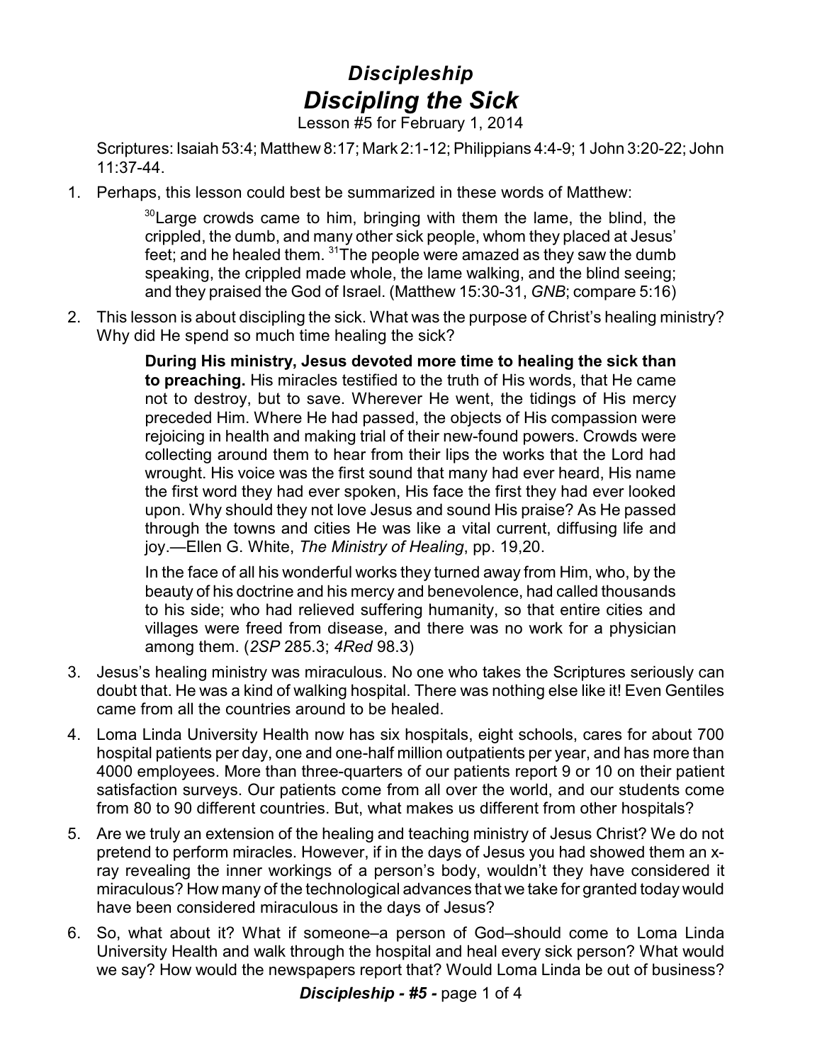# *Discipleship*
# *Discipling the Sick*

Lesson #5 for February 1, 2014

Scriptures: Isaiah 53:4; Matthew 8:17; Mark 2:1-12; Philippians 4:4-9; 1 John 3:20-22; John 11:37-44.

1. Perhaps, this lesson could best be summarized in these words of Matthew:

   > [30]Large crowds came to him, bringing with them the lame, the blind, the crippled, the dumb, and many other sick people, whom they placed at Jesus' feet; and he healed them. [31]The people were amazed as they saw the dumb speaking, the crippled made whole, the lame walking, and the blind seeing; and they praised the God of Israel. (Matthew 15:30-31, *GNB*; compare 5:16)

2. This lesson is about discipling the sick. What was the purpose of Christ's healing ministry? Why did He spend so much time healing the sick?

   > **During His ministry, Jesus devoted more time to healing the sick than to preaching.** His miracles testified to the truth of His words, that He came not to destroy, but to save. Wherever He went, the tidings of His mercy preceded Him. Where He had passed, the objects of His compassion were rejoicing in health and making trial of their new-found powers. Crowds were collecting around them to hear from their lips the works that the Lord had wrought. His voice was the first sound that many had ever heard, His name the first word they had ever spoken, His face the first they had ever looked upon. Why should they not love Jesus and sound His praise? As He passed through the towns and cities He was like a vital current, diffusing life and joy.—Ellen G. White, *The Ministry of Healing*, pp. 19,20.
   >
   > In the face of all his wonderful works they turned away from Him, who, by the beauty of his doctrine and his mercy and benevolence, had called thousands to his side; who had relieved suffering humanity, so that entire cities and villages were freed from disease, and there was no work for a physician among them. (*2SP* 285.3; *4Red* 98.3)

3. Jesus's healing ministry was miraculous. No one who takes the Scriptures seriously can doubt that. He was a kind of walking hospital. There was nothing else like it! Even Gentiles came from all the countries around to be healed.

4. Loma Linda University Health now has six hospitals, eight schools, cares for about 700 hospital patients per day, one and one-half million outpatients per year, and has more than 4000 employees. More than three-quarters of our patients report 9 or 10 on their patient satisfaction surveys. Our patients come from all over the world, and our students come from 80 to 90 different countries. But, what makes us different from other hospitals?

5. Are we truly an extension of the healing and teaching ministry of Jesus Christ? We do not pretend to perform miracles. However, if in the days of Jesus you had showed them an x-ray revealing the inner workings of a person's body, wouldn't they have considered it miraculous? How many of the technological advances that we take for granted today would have been considered miraculous in the days of Jesus?

6. So, what about it? What if someone–a person of God–should come to Loma Linda University Health and walk through the hospital and heal every sick person? What would we say? How would the newspapers report that? Would Loma Linda be out of business?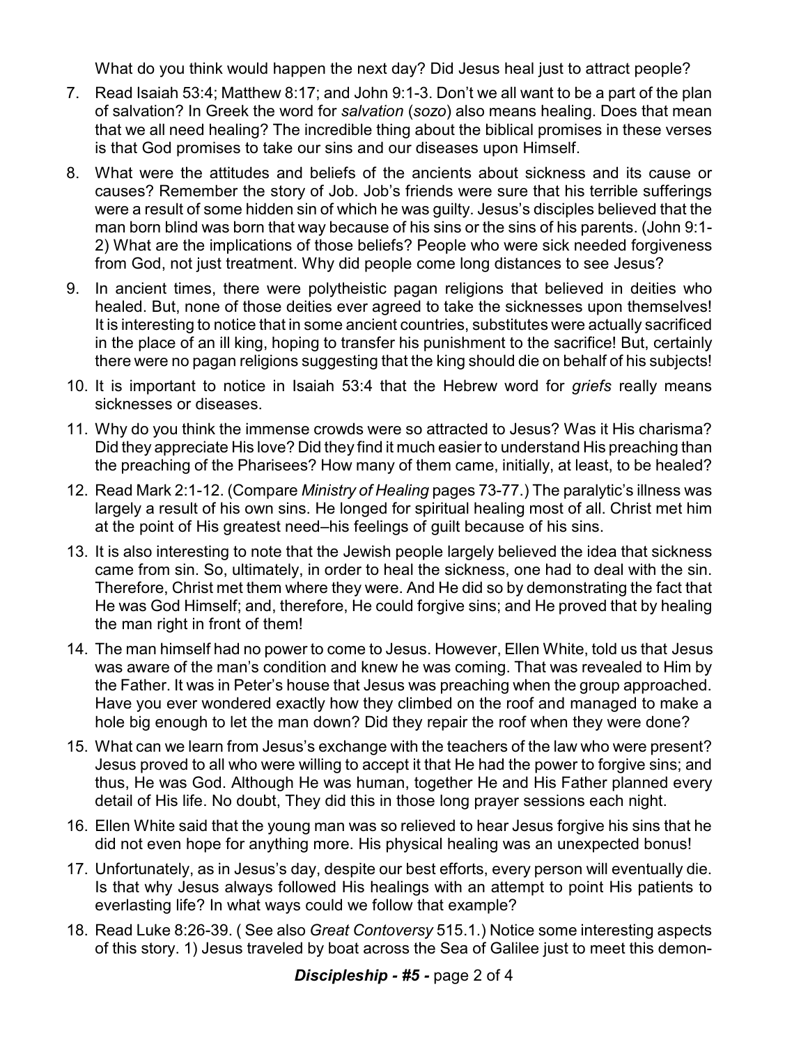What do you think would happen the next day? Did Jesus heal just to attract people?

7. Read Isaiah 53:4; Matthew 8:17; and John 9:1-3. Don't we all want to be a part of the plan of salvation? In Greek the word for *salvation* (*sozo*) also means healing. Does that mean that we all need healing? The incredible thing about the biblical promises in these verses is that God promises to take our sins and our diseases upon Himself.
8. What were the attitudes and beliefs of the ancients about sickness and its cause or causes? Remember the story of Job. Job's friends were sure that his terrible sufferings were a result of some hidden sin of which he was guilty. Jesus's disciples believed that the man born blind was born that way because of his sins or the sins of his parents. (John 9:1-2) What are the implications of those beliefs? People who were sick needed forgiveness from God, not just treatment. Why did people come long distances to see Jesus?
9. In ancient times, there were polytheistic pagan religions that believed in deities who healed. But, none of those deities ever agreed to take the sicknesses upon themselves! It is interesting to notice that in some ancient countries, substitutes were actually sacrificed in the place of an ill king, hoping to transfer his punishment to the sacrifice! But, certainly there were no pagan religions suggesting that the king should die on behalf of his subjects!
10. It is important to notice in Isaiah 53:4 that the Hebrew word for *griefs* really means sicknesses or diseases.
11. Why do you think the immense crowds were so attracted to Jesus? Was it His charisma? Did they appreciate His love? Did they find it much easier to understand His preaching than the preaching of the Pharisees? How many of them came, initially, at least, to be healed?
12. Read Mark 2:1-12. (Compare *Ministry of Healing* pages 73-77.) The paralytic's illness was largely a result of his own sins. He longed for spiritual healing most of all. Christ met him at the point of His greatest need–his feelings of guilt because of his sins.
13. It is also interesting to note that the Jewish people largely believed the idea that sickness came from sin. So, ultimately, in order to heal the sickness, one had to deal with the sin. Therefore, Christ met them where they were. And He did so by demonstrating the fact that He was God Himself; and, therefore, He could forgive sins; and He proved that by healing the man right in front of them!
14. The man himself had no power to come to Jesus. However, Ellen White, told us that Jesus was aware of the man's condition and knew he was coming. That was revealed to Him by the Father. It was in Peter's house that Jesus was preaching when the group approached. Have you ever wondered exactly how they climbed on the roof and managed to make a hole big enough to let the man down? Did they repair the roof when they were done?
15. What can we learn from Jesus's exchange with the teachers of the law who were present? Jesus proved to all who were willing to accept it that He had the power to forgive sins; and thus, He was God. Although He was human, together He and His Father planned every detail of His life. No doubt, They did this in those long prayer sessions each night.
16. Ellen White said that the young man was so relieved to hear Jesus forgive his sins that he did not even hope for anything more. His physical healing was an unexpected bonus!
17. Unfortunately, as in Jesus's day, despite our best efforts, every person will eventually die. Is that why Jesus always followed His healings with an attempt to point His patients to everlasting life? In what ways could we follow that example?
18. Read Luke 8:26-39. ( See also *Great Contoversy* 515.1.) Notice some interesting aspects of this story. 1) Jesus traveled by boat across the Sea of Galilee just to meet this demon-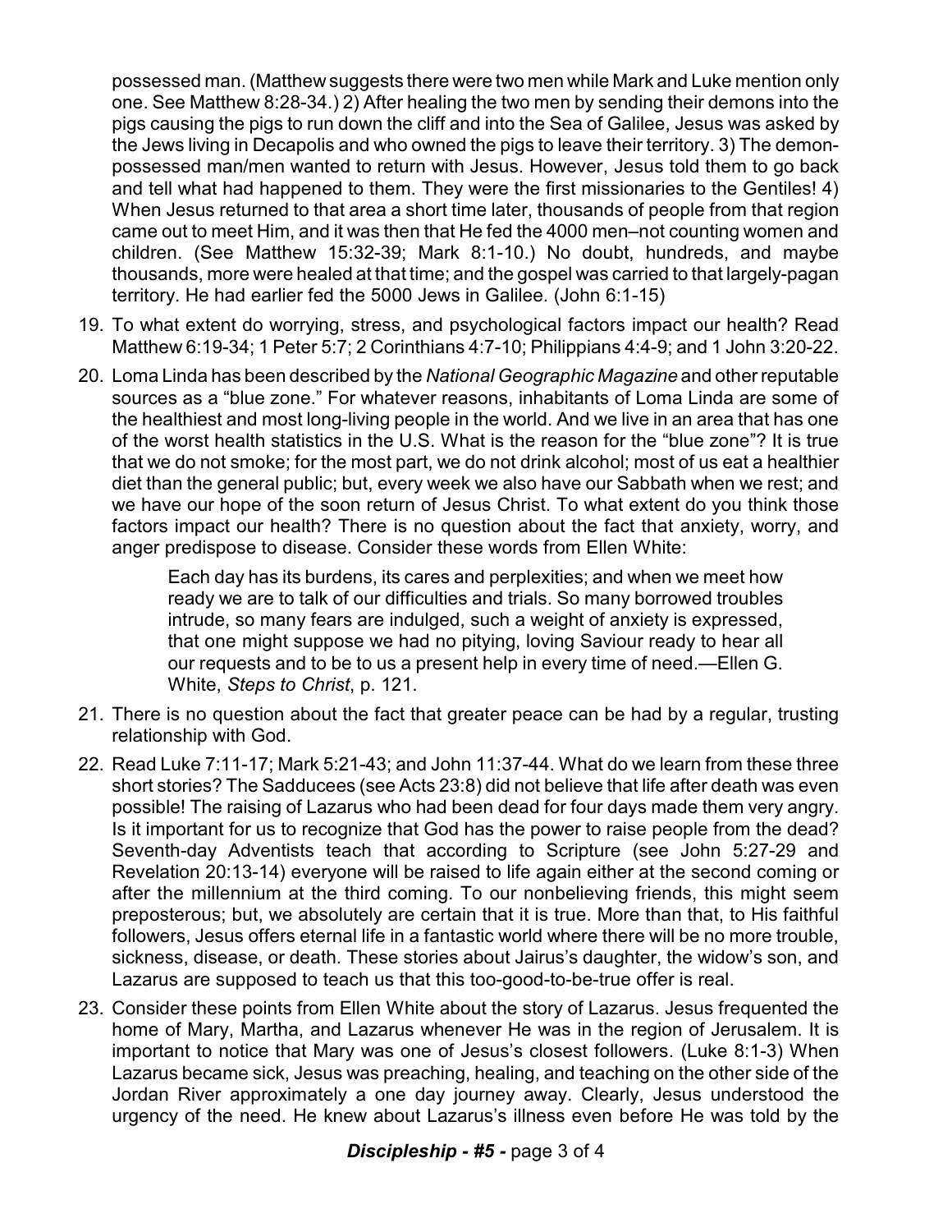possessed man. (Matthew suggests there were two men while Mark and Luke mention only one. See Matthew 8:28-34.) 2) After healing the two men by sending their demons into the pigs causing the pigs to run down the cliff and into the Sea of Galilee, Jesus was asked by the Jews living in Decapolis and who owned the pigs to leave their territory. 3) The demon-possessed man/men wanted to return with Jesus. However, Jesus told them to go back and tell what had happened to them. They were the first missionaries to the Gentiles! 4) When Jesus returned to that area a short time later, thousands of people from that region came out to meet Him, and it was then that He fed the 4000 men–not counting women and children. (See Matthew 15:32-39; Mark 8:1-10.) No doubt, hundreds, and maybe thousands, more were healed at that time; and the gospel was carried to that largely-pagan territory. He had earlier fed the 5000 Jews in Galilee. (John 6:1-15)

19. To what extent do worrying, stress, and psychological factors impact our health? Read Matthew 6:19-34; 1 Peter 5:7; 2 Corinthians 4:7-10; Philippians 4:4-9; and 1 John 3:20-22.
20. Loma Linda has been described by the *National Geographic Magazine* and other reputable sources as a "blue zone." For whatever reasons, inhabitants of Loma Linda are some of the healthiest and most long-living people in the world. And we live in an area that has one of the worst health statistics in the U.S. What is the reason for the "blue zone"? It is true that we do not smoke; for the most part, we do not drink alcohol; most of us eat a healthier diet than the general public; but, every week we also have our Sabbath when we rest; and we have our hope of the soon return of Jesus Christ. To what extent do you think those factors impact our health? There is no question about the fact that anxiety, worry, and anger predispose to disease. Consider these words from Ellen White:

   > Each day has its burdens, its cares and perplexities; and when we meet how ready we are to talk of our difficulties and trials. So many borrowed troubles intrude, so many fears are indulged, such a weight of anxiety is expressed, that one might suppose we had no pitying, loving Saviour ready to hear all our requests and to be to us a present help in every time of need.—Ellen G. White, *Steps to Christ*, p. 121.

21. There is no question about the fact that greater peace can be had by a regular, trusting relationship with God.
22. Read Luke 7:11-17; Mark 5:21-43; and John 11:37-44. What do we learn from these three short stories? The Sadducees (see Acts 23:8) did not believe that life after death was even possible! The raising of Lazarus who had been dead for four days made them very angry. Is it important for us to recognize that God has the power to raise people from the dead? Seventh-day Adventists teach that according to Scripture (see John 5:27-29 and Revelation 20:13-14) everyone will be raised to life again either at the second coming or after the millennium at the third coming. To our nonbelieving friends, this might seem preposterous; but, we absolutely are certain that it is true. More than that, to His faithful followers, Jesus offers eternal life in a fantastic world where there will be no more trouble, sickness, disease, or death. These stories about Jairus's daughter, the widow's son, and Lazarus are supposed to teach us that this too-good-to-be-true offer is real.
23. Consider these points from Ellen White about the story of Lazarus. Jesus frequented the home of Mary, Martha, and Lazarus whenever He was in the region of Jerusalem. It is important to notice that Mary was one of Jesus's closest followers. (Luke 8:1-3) When Lazarus became sick, Jesus was preaching, healing, and teaching on the other side of the Jordan River approximately a one day journey away. Clearly, Jesus understood the urgency of the need. He knew about Lazarus's illness even before He was told by the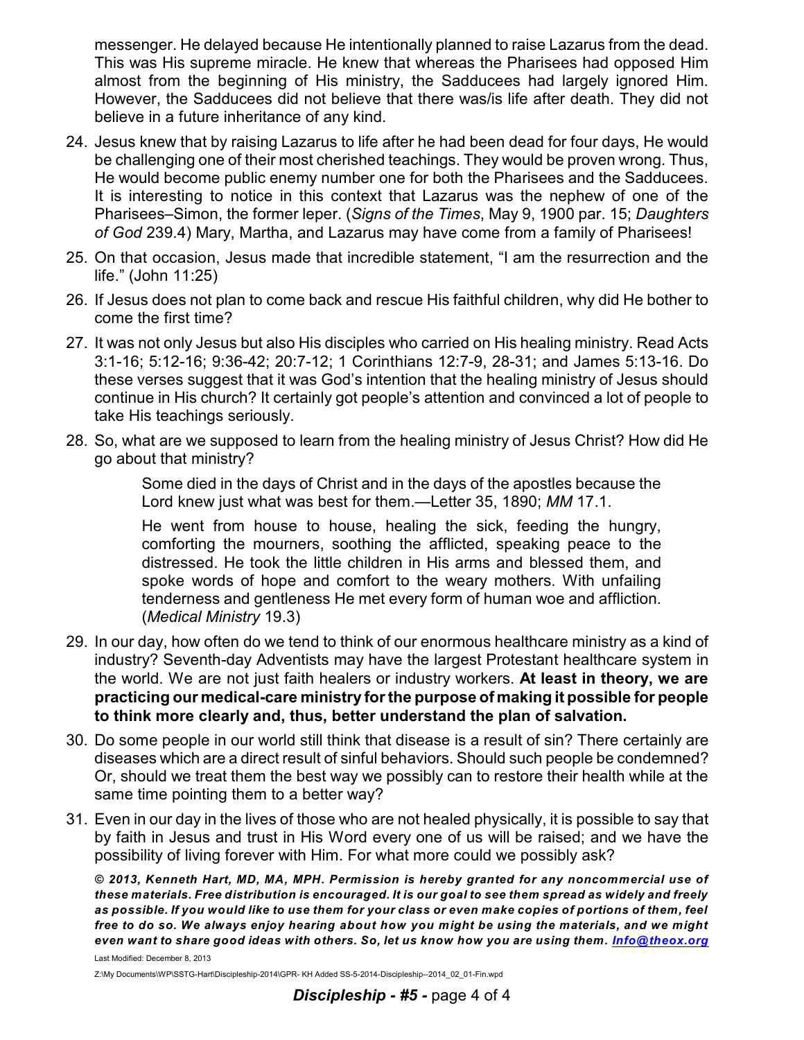messenger. He delayed because He intentionally planned to raise Lazarus from the dead. This was His supreme miracle. He knew that whereas the Pharisees had opposed Him almost from the beginning of His ministry, the Sadducees had largely ignored Him. However, the Sadducees did not believe that there was/is life after death. They did not believe in a future inheritance of any kind.

24. Jesus knew that by raising Lazarus to life after he had been dead for four days, He would be challenging one of their most cherished teachings. They would be proven wrong. Thus, He would become public enemy number one for both the Pharisees and the Sadducees. It is interesting to notice in this context that Lazarus was the nephew of one of the Pharisees–Simon, the former leper. (*Signs of the Times*, May 9, 1900 par. 15; *Daughters of God* 239.4) Mary, Martha, and Lazarus may have come from a family of Pharisees!

25. On that occasion, Jesus made that incredible statement, "I am the resurrection and the life." (John 11:25)

26. If Jesus does not plan to come back and rescue His faithful children, why did He bother to come the first time?

27. It was not only Jesus but also His disciples who carried on His healing ministry. Read Acts 3:1-16; 5:12-16; 9:36-42; 20:7-12; 1 Corinthians 12:7-9, 28-31; and James 5:13-16. Do these verses suggest that it was God's intention that the healing ministry of Jesus should continue in His church? It certainly got people's attention and convinced a lot of people to take His teachings seriously.

28. So, what are we supposed to learn from the healing ministry of Jesus Christ? How did He go about that ministry?

> Some died in the days of Christ and in the days of the apostles because the Lord knew just what was best for them.—Letter 35, 1890; *MM* 17.1.
>
> He went from house to house, healing the sick, feeding the hungry, comforting the mourners, soothing the afflicted, speaking peace to the distressed. He took the little children in His arms and blessed them, and spoke words of hope and comfort to the weary mothers. With unfailing tenderness and gentleness He met every form of human woe and affliction. (*Medical Ministry* 19.3)

29. In our day, how often do we tend to think of our enormous healthcare ministry as a kind of industry? Seventh-day Adventists may have the largest Protestant healthcare system in the world. We are not just faith healers or industry workers. **At least in theory, we are practicing our medical-care ministry for the purpose of making it possible for people to think more clearly and, thus, better understand the plan of salvation.**

30. Do some people in our world still think that disease is a result of sin? There certainly are diseases which are a direct result of sinful behaviors. Should such people be condemned? Or, should we treat them the best way we possibly can to restore their health while at the same time pointing them to a better way?

31. Even in our day in the lives of those who are not healed physically, it is possible to say that by faith in Jesus and trust in His Word every one of us will be raised; and we have the possibility of living forever with Him. For what more could we possibly ask?

***© 2013, Kenneth Hart, MD, MA, MPH. Permission is hereby granted for any noncommercial use of these materials. Free distribution is encouraged. It is our goal to see them spread as widely and freely as possible. If you would like to use them for your class or even make copies of portions of them, feel free to do so. We always enjoy hearing about how you might be using the materials, and we might even want to share good ideas with others. So, let us know how you are using them. Info@theox.org***

Last Modified: December 8, 2013

Z:\My Documents\WP\SSTG-Hart\Discipleship-2014\GPR- KH Added SS-5-2014-Discipleship--2014_02_01-Fin.wpd